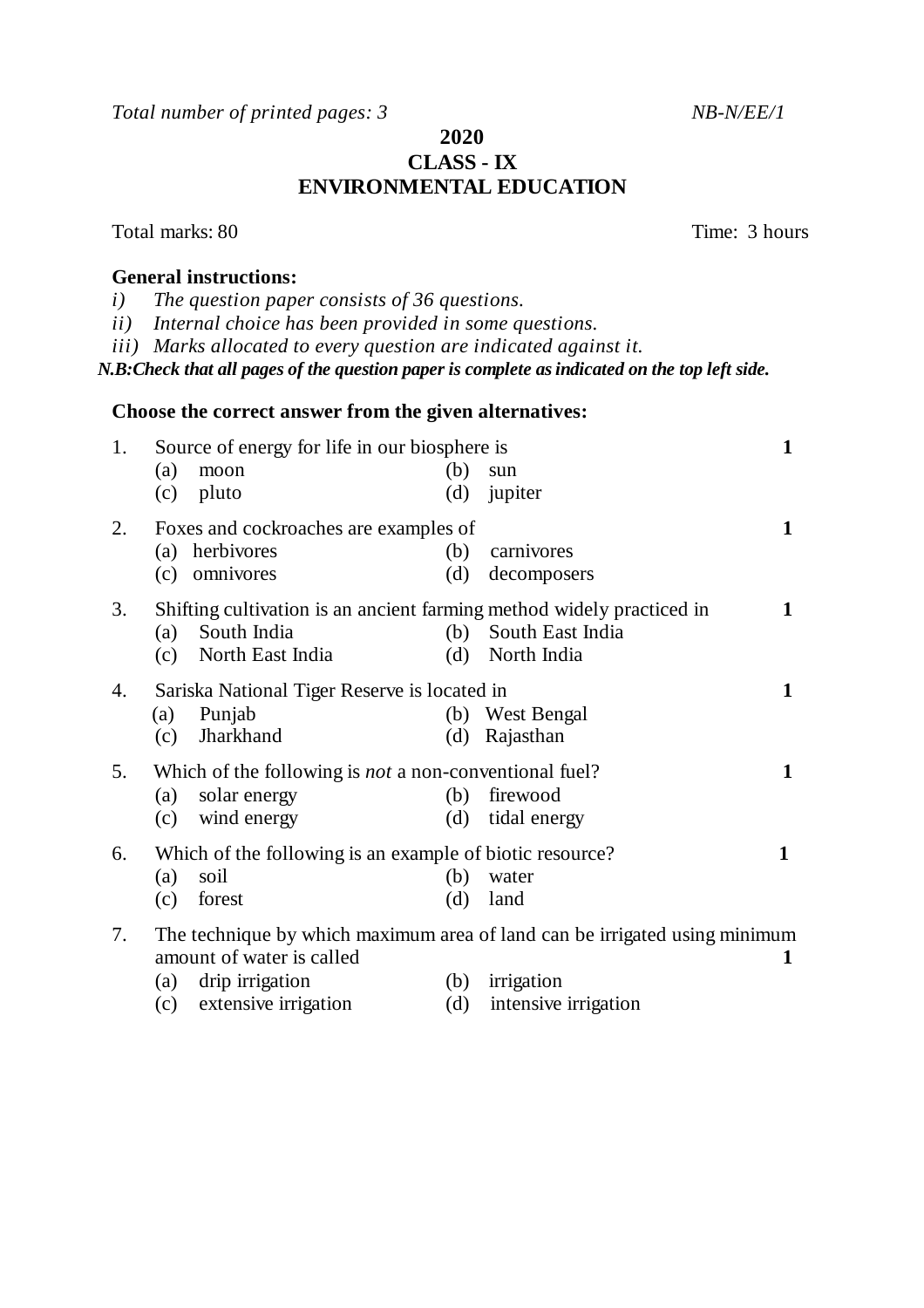*Total number of printed pages: 3* *NB-N/EE/1*

# 2020
## CLASS - IX
## ENVIRONMENTAL EDUCATION

Total marks: 80 Time: 3 hours

**General instructions:**

*i) The question paper consists of 36 questions.*
*ii) Internal choice has been provided in some questions.*
*iii) Marks allocated to every question are indicated against it.*

***N.B:Check that all pages of the question paper is complete as indicated on the top left side.***

**Choose the correct answer from the given alternatives:**

1. Source of energy for life in our biosphere is **1**
   (a) moon (b) sun
   (c) pluto (d) jupiter

2. Foxes and cockroaches are examples of **1**
   (a) herbivores (b) carnivores
   (c) omnivores (d) decomposers

3. Shifting cultivation is an ancient farming method widely practiced in **1**
   (a) South India (b) South East India
   (c) North East India (d) North India

4. Sariska National Tiger Reserve is located in **1**
   (a) Punjab (b) West Bengal
   (c) Jharkhand (d) Rajasthan

5. Which of the following is *not* a non-conventional fuel? **1**
   (a) solar energy (b) firewood
   (c) wind energy (d) tidal energy

6. Which of the following is an example of biotic resource? **1**
   (a) soil (b) water
   (c) forest (d) land

7. The technique by which maximum area of land can be irrigated using minimum amount of water is called **1**
   (a) drip irrigation (b) irrigation
   (c) extensive irrigation (d) intensive irrigation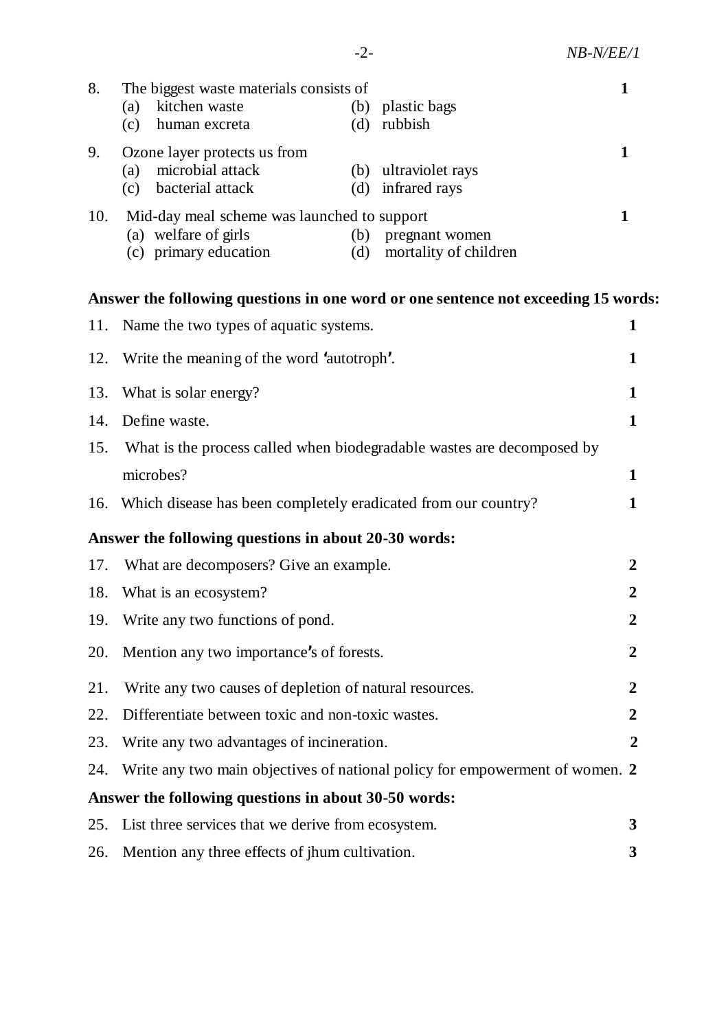8. The biggest waste materials consists of **1**
   - (a) kitchen waste
   - (b) plastic bags
   - (c) human excreta
   - (d) rubbish

9. Ozone layer protects us from **1**
   - (a) microbial attack
   - (b) ultraviolet rays
   - (c) bacterial attack
   - (d) infrared rays

10. Mid-day meal scheme was launched to support **1**
    - (a) welfare of girls
    - (b) pregnant women
    - (c) primary education
    - (d) mortality of children

**Answer the following questions in one word or one sentence not exceeding 15 words:**

11. Name the two types of aquatic systems. **1**
12. Write the meaning of the word 'autotroph'. **1**
13. What is solar energy? **1**
14. Define waste. **1**
15. What is the process called when biodegradable wastes are decomposed by microbes? **1**
16. Which disease has been completely eradicated from our country? **1**

**Answer the following questions in about 20-30 words:**

17. What are decomposers? Give an example. **2**
18. What is an ecosystem? **2**
19. Write any two functions of pond. **2**
20. Mention any two importance's of forests. **2**
21. Write any two causes of depletion of natural resources. **2**
22. Differentiate between toxic and non-toxic wastes. **2**
23. Write any two advantages of incineration. **2**
24. Write any two main objectives of national policy for empowerment of women. **2**

**Answer the following questions in about 30-50 words:**

25. List three services that we derive from ecosystem. **3**
26. Mention any three effects of jhum cultivation. **3**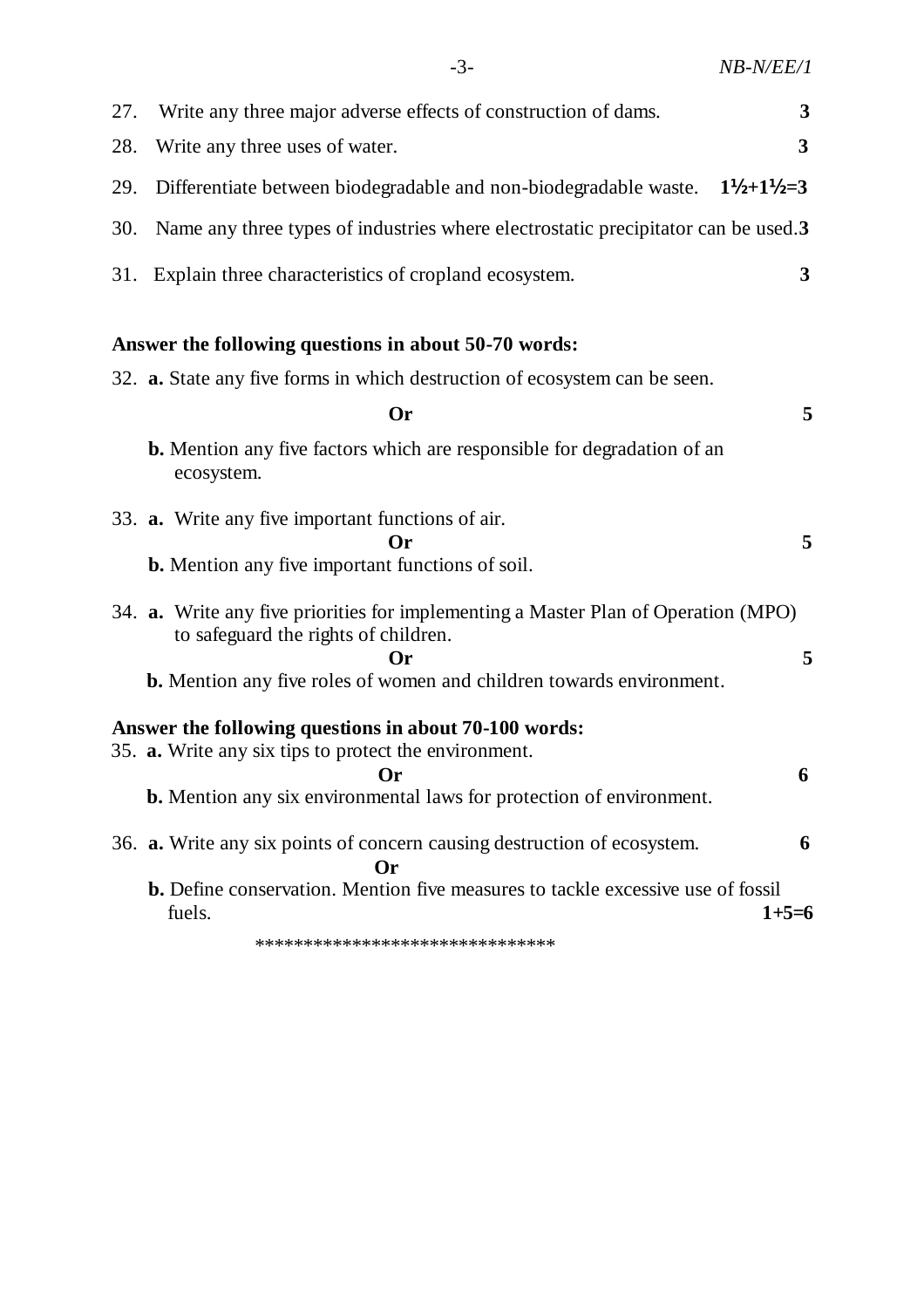27. Write any three major adverse effects of construction of dams. **3**

28. Write any three uses of water. **3**

29. Differentiate between biodegradable and non-biodegradable waste. **1½+1½=3**

30. Name any three types of industries where electrostatic precipitator can be used. **3**

31. Explain three characteristics of cropland ecosystem. **3**

**Answer the following questions in about 50-70 words:**

32. **a.** State any five forms in which destruction of ecosystem can be seen.

**Or** **5**

**b.** Mention any five factors which are responsible for degradation of an ecosystem.

33. **a.** Write any five important functions of air.

**Or** **5**

**b.** Mention any five important functions of soil.

34. **a.** Write any five priorities for implementing a Master Plan of Operation (MPO) to safeguard the rights of children.

**Or** **5**

**b.** Mention any five roles of women and children towards environment.

**Answer the following questions in about 70-100 words:**

35. **a.** Write any six tips to protect the environment.

**Or** **6**

**b.** Mention any six environmental laws for protection of environment.

36. **a.** Write any six points of concern causing destruction of ecosystem. **6**

**Or**

**b.** Define conservation. Mention five measures to tackle excessive use of fossil fuels. **1+5=6**

*******************************